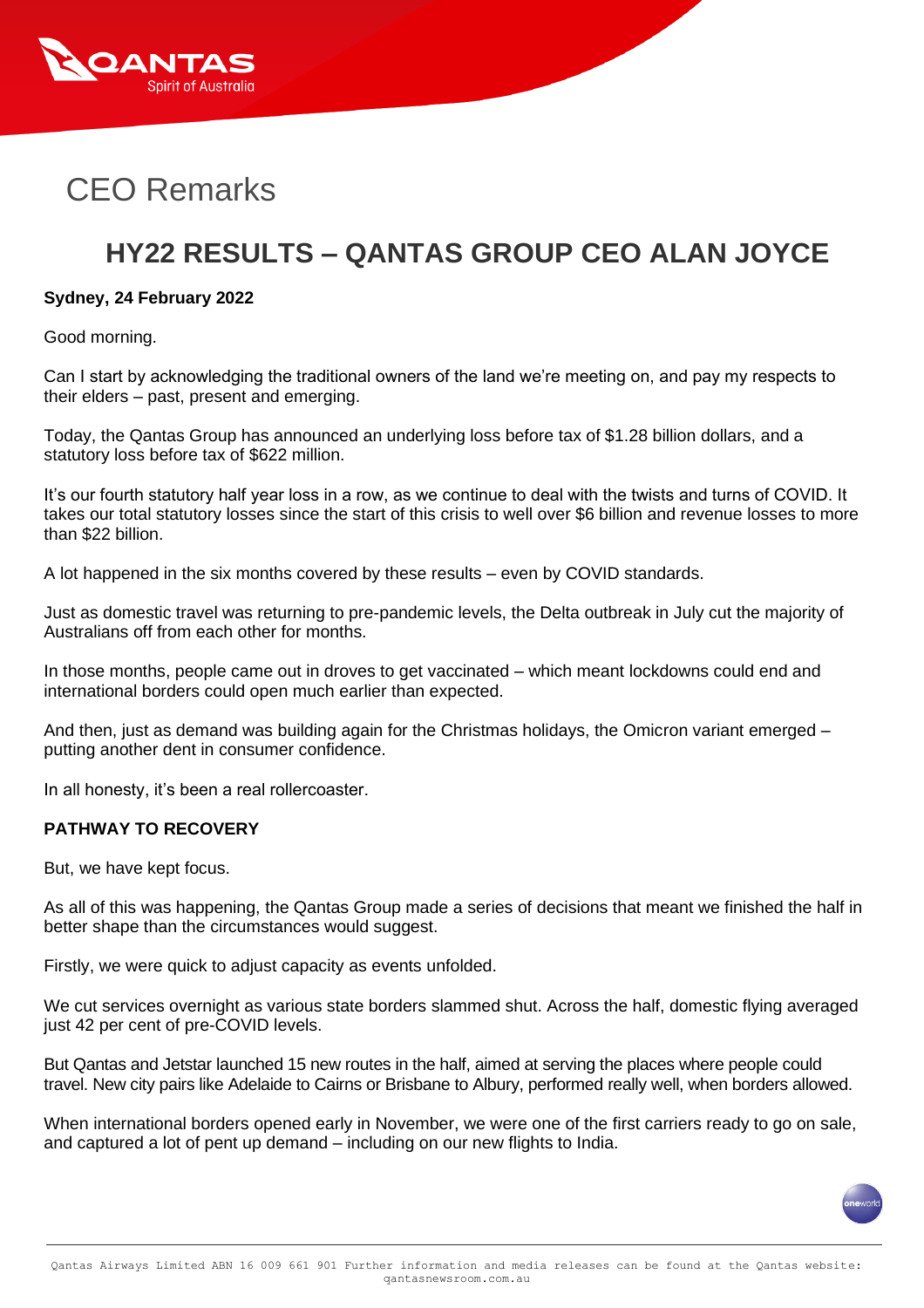# CEO Remarks

## HY22 RESULTS – QANTAS GROUP CEO ALAN JOYCE

**Sydney, 24 February 2022**

Good morning.

Can I start by acknowledging the traditional owners of the land we're meeting on, and pay my respects to their elders – past, present and emerging.

Today, the Qantas Group has announced an underlying loss before tax of $1.28 billion dollars, and a statutory loss before tax of $622 million.

It's our fourth statutory half year loss in a row, as we continue to deal with the twists and turns of COVID. It takes our total statutory losses since the start of this crisis to well over $6 billion and revenue losses to more than $22 billion.

A lot happened in the six months covered by these results – even by COVID standards.

Just as domestic travel was returning to pre-pandemic levels, the Delta outbreak in July cut the majority of Australians off from each other for months.

In those months, people came out in droves to get vaccinated – which meant lockdowns could end and international borders could open much earlier than expected.

And then, just as demand was building again for the Christmas holidays, the Omicron variant emerged – putting another dent in consumer confidence.

In all honesty, it's been a real rollercoaster.

**PATHWAY TO RECOVERY**

But, we have kept focus.

As all of this was happening, the Qantas Group made a series of decisions that meant we finished the half in better shape than the circumstances would suggest.

Firstly, we were quick to adjust capacity as events unfolded.

We cut services overnight as various state borders slammed shut. Across the half, domestic flying averaged just 42 per cent of pre-COVID levels.

But Qantas and Jetstar launched 15 new routes in the half, aimed at serving the places where people could travel. New city pairs like Adelaide to Cairns or Brisbane to Albury, performed really well, when borders allowed.

When international borders opened early in November, we were one of the first carriers ready to go on sale, and captured a lot of pent up demand – including on our new flights to India.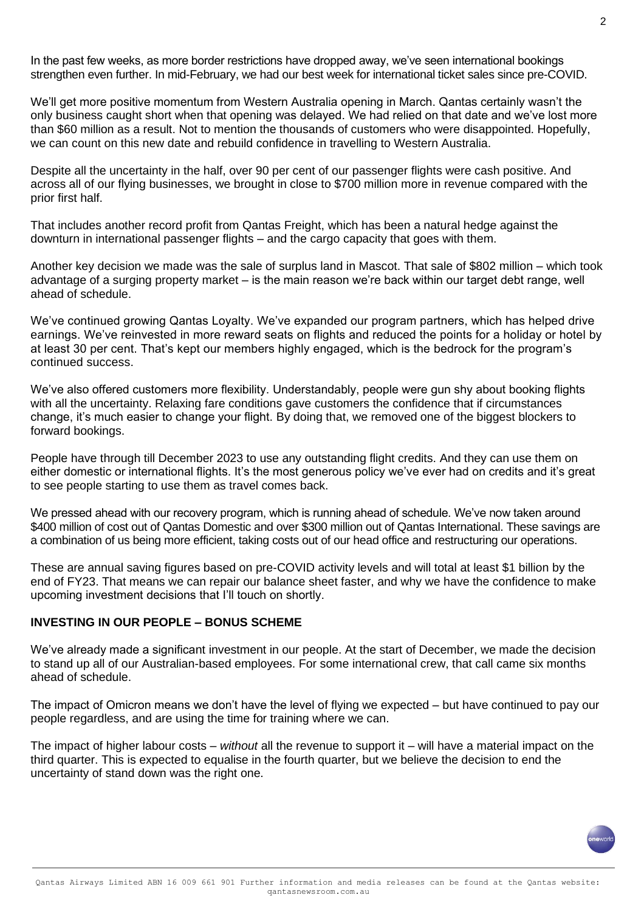In the past few weeks, as more border restrictions have dropped away, we've seen international bookings strengthen even further. In mid-February, we had our best week for international ticket sales since pre-COVID.

We'll get more positive momentum from Western Australia opening in March. Qantas certainly wasn't the only business caught short when that opening was delayed. We had relied on that date and we've lost more than $60 million as a result. Not to mention the thousands of customers who were disappointed. Hopefully, we can count on this new date and rebuild confidence in travelling to Western Australia.

Despite all the uncertainty in the half, over 90 per cent of our passenger flights were cash positive. And across all of our flying businesses, we brought in close to $700 million more in revenue compared with the prior first half.

That includes another record profit from Qantas Freight, which has been a natural hedge against the downturn in international passenger flights – and the cargo capacity that goes with them.

Another key decision we made was the sale of surplus land in Mascot. That sale of $802 million – which took advantage of a surging property market – is the main reason we're back within our target debt range, well ahead of schedule.

We've continued growing Qantas Loyalty. We've expanded our program partners, which has helped drive earnings. We've reinvested in more reward seats on flights and reduced the points for a holiday or hotel by at least 30 per cent. That's kept our members highly engaged, which is the bedrock for the program's continued success.

We've also offered customers more flexibility. Understandably, people were gun shy about booking flights with all the uncertainty. Relaxing fare conditions gave customers the confidence that if circumstances change, it's much easier to change your flight. By doing that, we removed one of the biggest blockers to forward bookings.

People have through till December 2023 to use any outstanding flight credits. And they can use them on either domestic or international flights. It's the most generous policy we've ever had on credits and it's great to see people starting to use them as travel comes back.

We pressed ahead with our recovery program, which is running ahead of schedule. We've now taken around $400 million of cost out of Qantas Domestic and over $300 million out of Qantas International. These savings are a combination of us being more efficient, taking costs out of our head office and restructuring our operations.

These are annual saving figures based on pre-COVID activity levels and will total at least $1 billion by the end of FY23. That means we can repair our balance sheet faster, and why we have the confidence to make upcoming investment decisions that I'll touch on shortly.

**INVESTING IN OUR PEOPLE – BONUS SCHEME**

We've already made a significant investment in our people. At the start of December, we made the decision to stand up all of our Australian-based employees. For some international crew, that call came six months ahead of schedule.

The impact of Omicron means we don't have the level of flying we expected – but have continued to pay our people regardless, and are using the time for training where we can.

The impact of higher labour costs – *without* all the revenue to support it – will have a material impact on the third quarter. This is expected to equalise in the fourth quarter, but we believe the decision to end the uncertainty of stand down was the right one.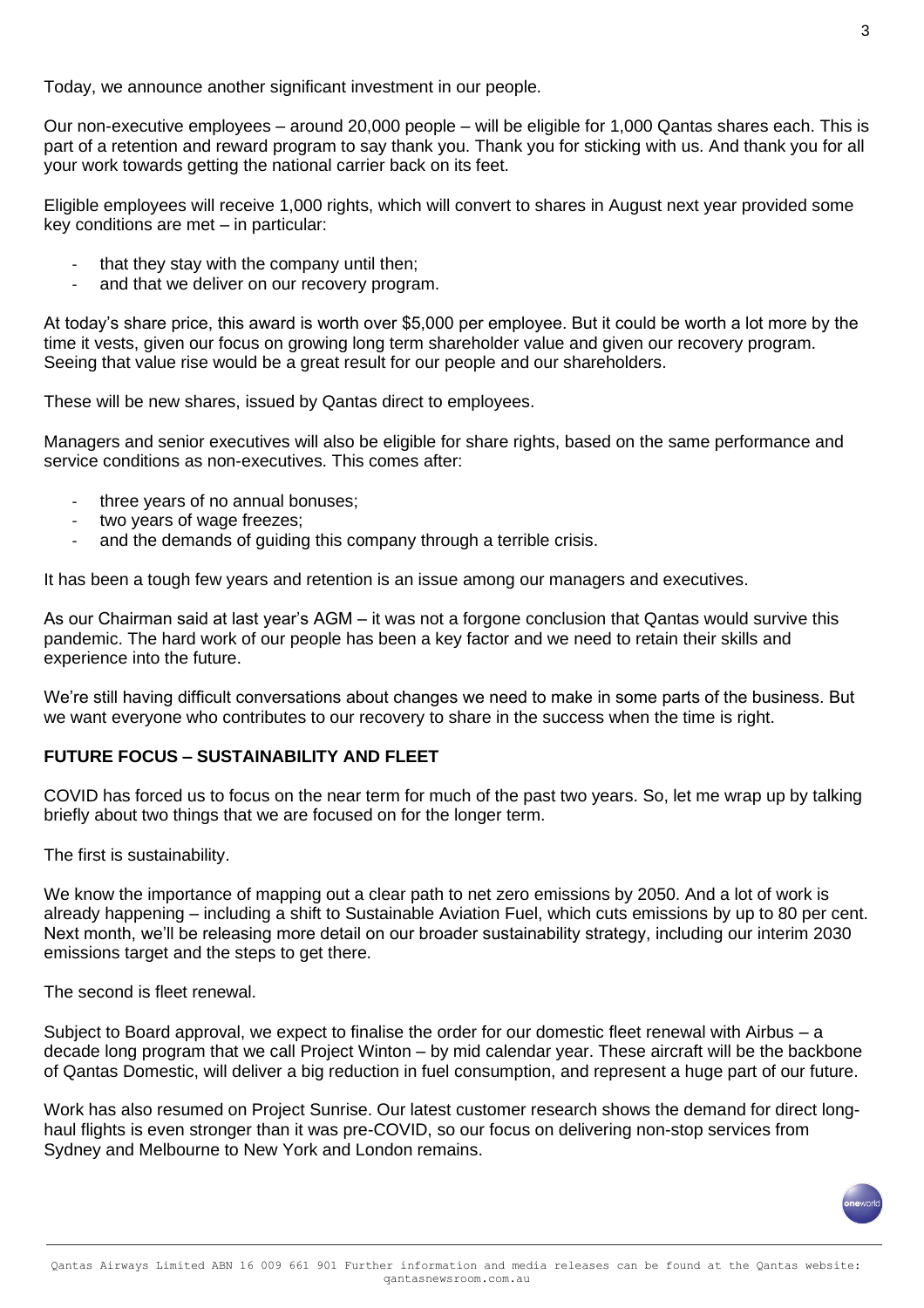Today, we announce another significant investment in our people.

Our non-executive employees – around 20,000 people – will be eligible for 1,000 Qantas shares each. This is part of a retention and reward program to say thank you. Thank you for sticking with us. And thank you for all your work towards getting the national carrier back on its feet.

Eligible employees will receive 1,000 rights, which will convert to shares in August next year provided some key conditions are met – in particular:

- that they stay with the company until then;
- and that we deliver on our recovery program.

At today's share price, this award is worth over $5,000 per employee. But it could be worth a lot more by the time it vests, given our focus on growing long term shareholder value and given our recovery program. Seeing that value rise would be a great result for our people and our shareholders.

These will be new shares, issued by Qantas direct to employees.

Managers and senior executives will also be eligible for share rights, based on the same performance and service conditions as non-executives. This comes after:

- three years of no annual bonuses;
- two years of wage freezes;
- and the demands of guiding this company through a terrible crisis.

It has been a tough few years and retention is an issue among our managers and executives.

As our Chairman said at last year's AGM – it was not a forgone conclusion that Qantas would survive this pandemic. The hard work of our people has been a key factor and we need to retain their skills and experience into the future.

We're still having difficult conversations about changes we need to make in some parts of the business. But we want everyone who contributes to our recovery to share in the success when the time is right.

**FUTURE FOCUS – SUSTAINABILITY AND FLEET**

COVID has forced us to focus on the near term for much of the past two years. So, let me wrap up by talking briefly about two things that we are focused on for the longer term.

The first is sustainability.

We know the importance of mapping out a clear path to net zero emissions by 2050. And a lot of work is already happening – including a shift to Sustainable Aviation Fuel, which cuts emissions by up to 80 per cent. Next month, we'll be releasing more detail on our broader sustainability strategy, including our interim 2030 emissions target and the steps to get there.

The second is fleet renewal.

Subject to Board approval, we expect to finalise the order for our domestic fleet renewal with Airbus – a decade long program that we call Project Winton – by mid calendar year. These aircraft will be the backbone of Qantas Domestic, will deliver a big reduction in fuel consumption, and represent a huge part of our future.

Work has also resumed on Project Sunrise. Our latest customer research shows the demand for direct long-haul flights is even stronger than it was pre-COVID, so our focus on delivering non-stop services from Sydney and Melbourne to New York and London remains.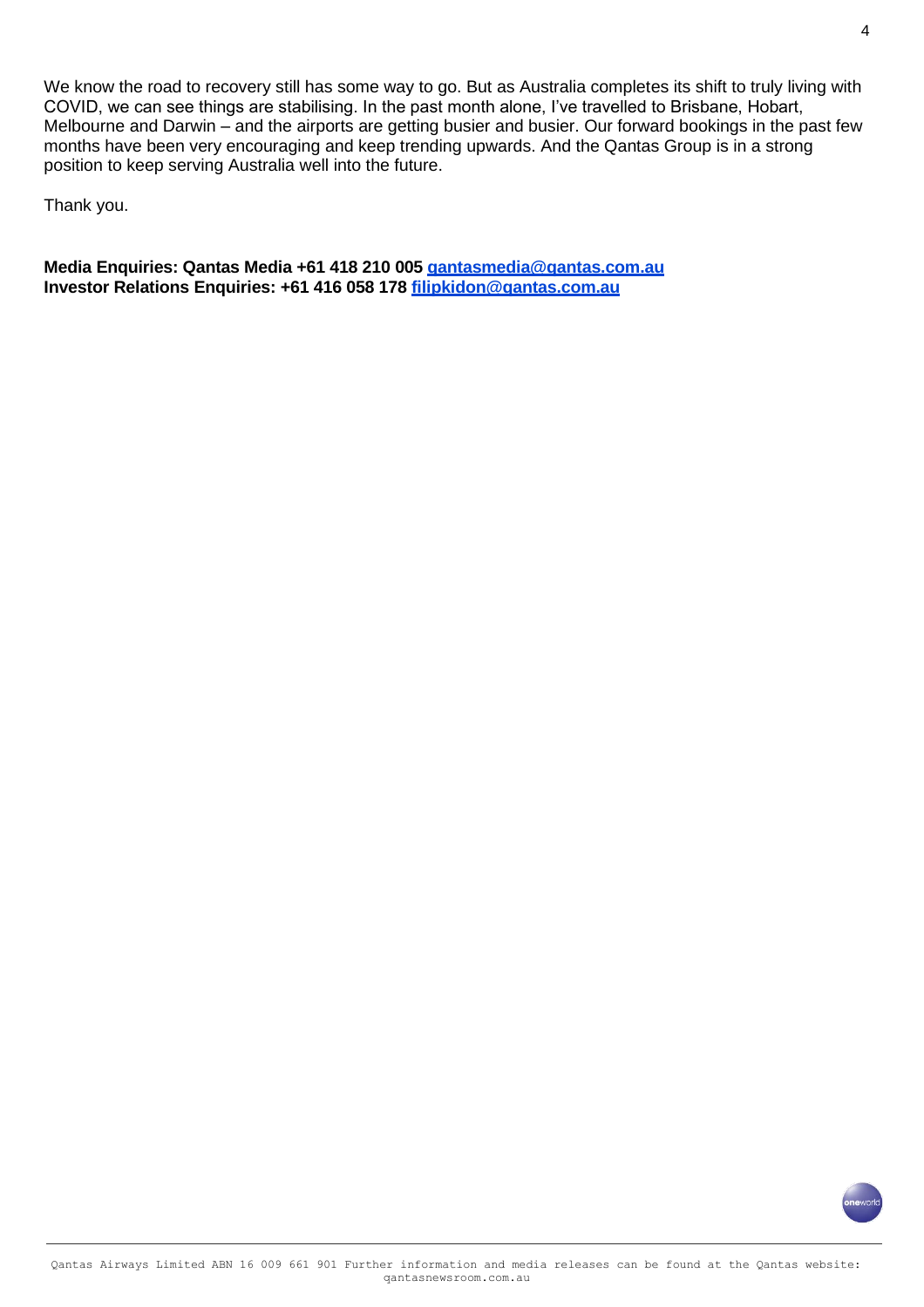We know the road to recovery still has some way to go. But as Australia completes its shift to truly living with COVID, we can see things are stabilising. In the past month alone, I've travelled to Brisbane, Hobart, Melbourne and Darwin – and the airports are getting busier and busier. Our forward bookings in the past few months have been very encouraging and keep trending upwards. And the Qantas Group is in a strong position to keep serving Australia well into the future.

Thank you.

**Media Enquiries: Qantas Media +61 418 210 005 qantasmedia@qantas.com.au**
**Investor Relations Enquiries: +61 416 058 178 filipkidon@qantas.com.au**

Qantas Airways Limited ABN 16 009 661 901 Further information and media releases can be found at the Qantas website: qantasnewsroom.com.au